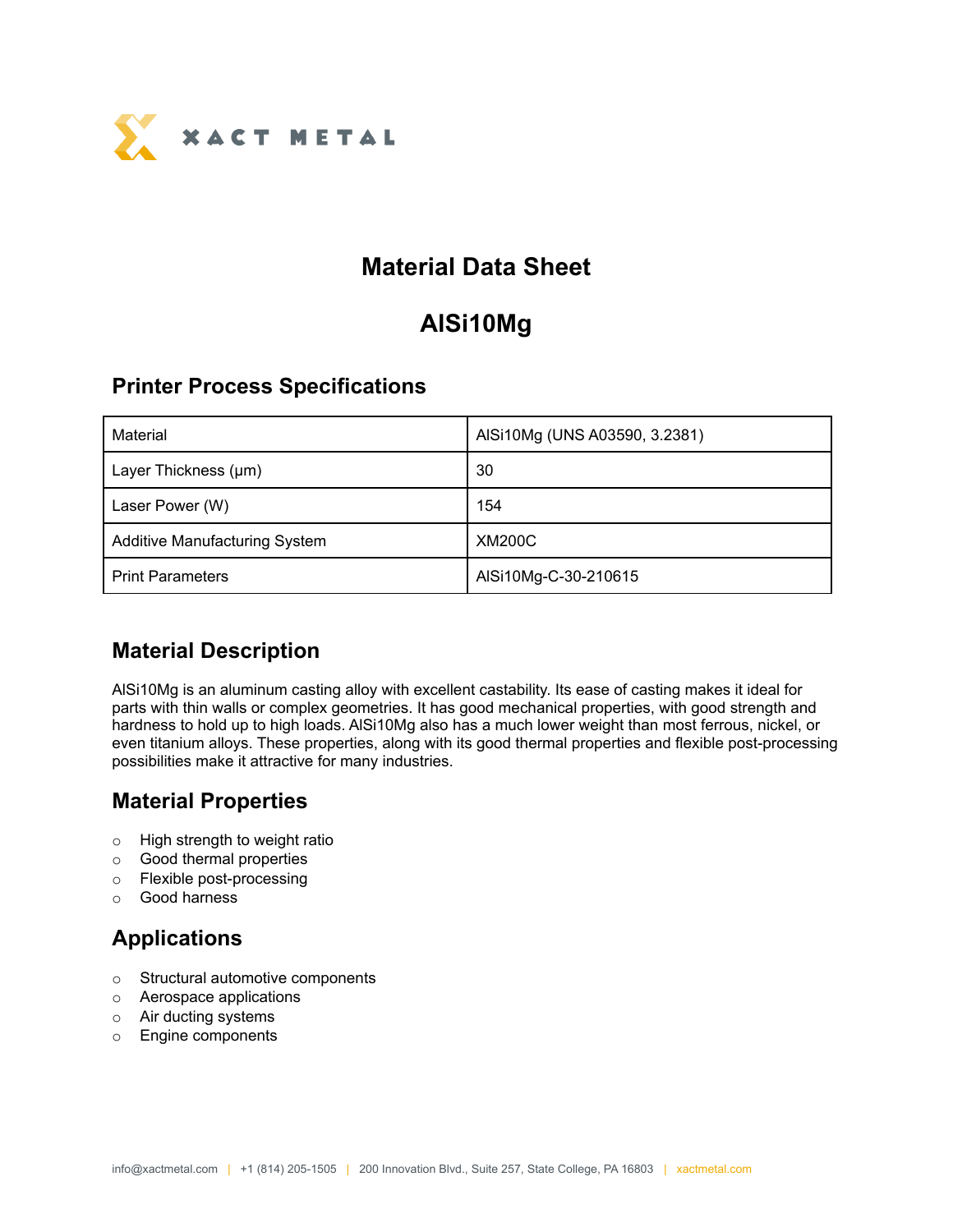# Material Data Sheet

# AlSi10Mg

## Printer Process Specifications

| Material | AlSi10Mg (UNS A03590, 3.2381) |
| --- | --- |
| Layer Thickness (µm) | 30 |
| Laser Power (W) | 154 |
| Additive Manufacturing System | XM200C |
| Print Parameters | AlSi10Mg-C-30-210615 |

## Material Description

AlSi10Mg is an aluminum casting alloy with excellent castability. Its ease of casting makes it ideal for parts with thin walls or complex geometries. It has good mechanical properties, with good strength and hardness to hold up to high loads. AlSi10Mg also has a much lower weight than most ferrous, nickel, or even titanium alloys. These properties, along with its good thermal properties and flexible post-processing possibilities make it attractive for many industries.

## Material Properties

- High strength to weight ratio
- Good thermal properties
- Flexible post-processing
- Good harness

## Applications

- Structural automotive components
- Aerospace applications
- Air ducting systems
- Engine components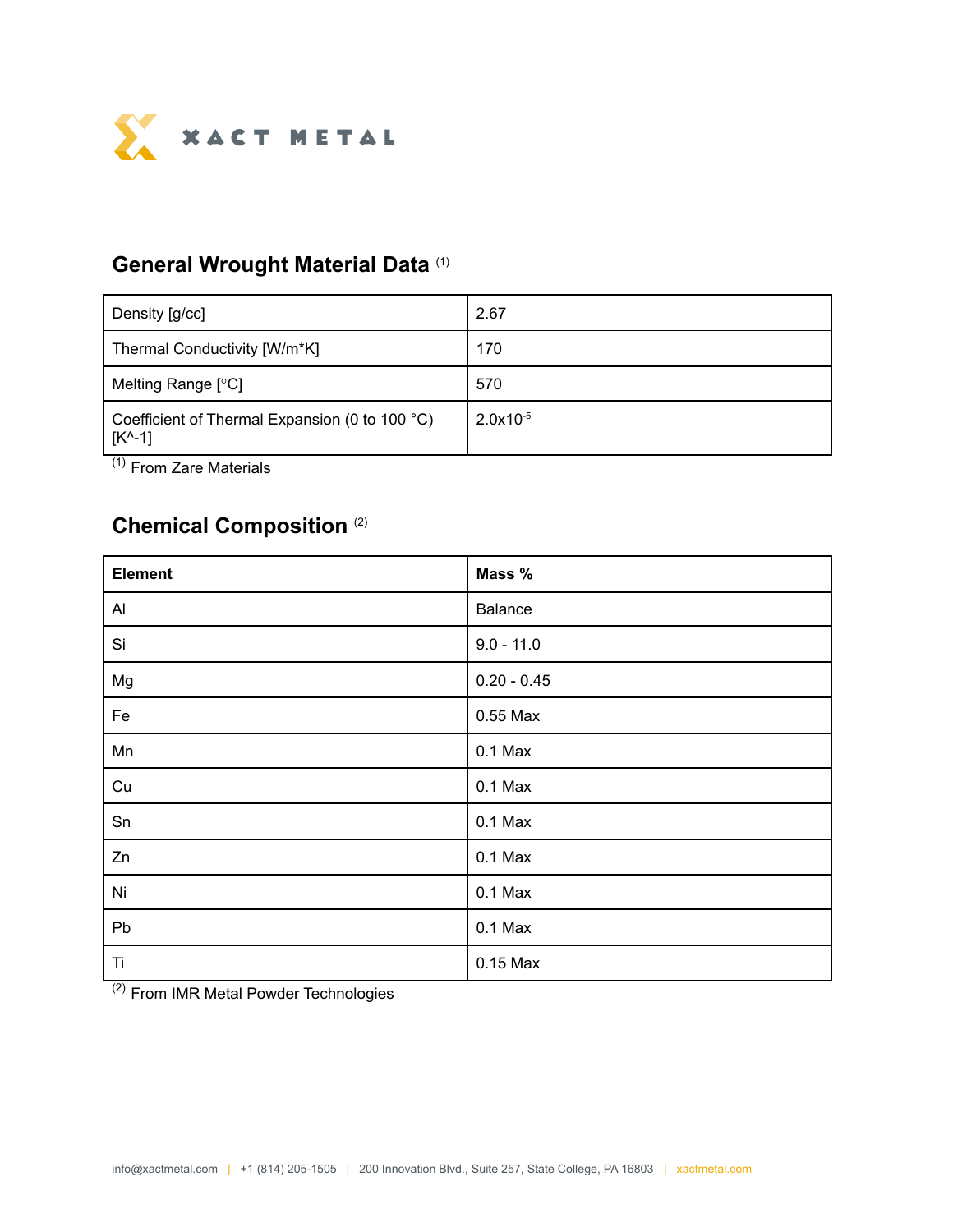## General Wrought Material Data [1]

| | |
|---|---|
| Density [g/cc] | 2.67 |
| Thermal Conductivity [W/m*K] | 170 |
| Melting Range [°C] | 570 |
| Coefficient of Thermal Expansion (0 to 100 °C) [K^-1] | $2.0 \times 10^{-5}$ |

[1] From Zare Materials

## Chemical Composition [2]

| Element | Mass % |
|---|---|
| Al | Balance |
| Si | 9.0 - 11.0 |
| Mg | 0.20 - 0.45 |
| Fe | 0.55 Max |
| Mn | 0.1 Max |
| Cu | 0.1 Max |
| Sn | 0.1 Max |
| Zn | 0.1 Max |
| Ni | 0.1 Max |
| Pb | 0.1 Max |
| Ti | 0.15 Max |

[2] From IMR Metal Powder Technologies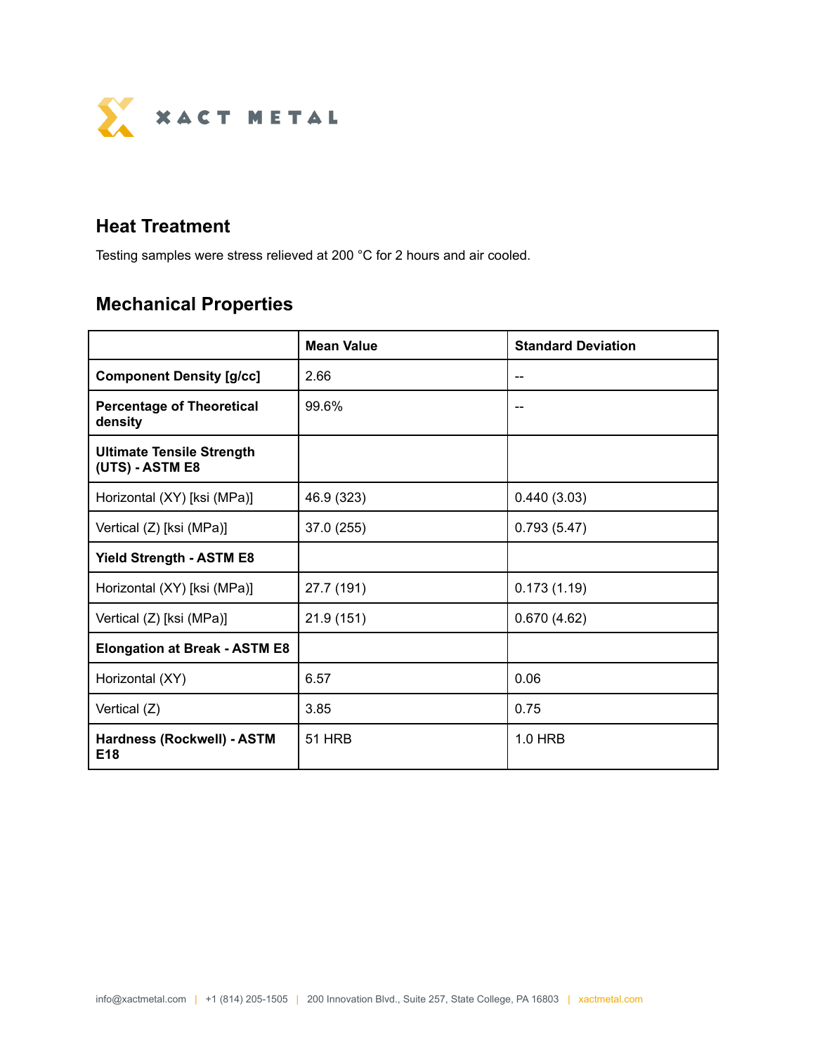## Heat Treatment

Testing samples were stress relieved at 200 °C for 2 hours and air cooled.

## Mechanical Properties

| | Mean Value | Standard Deviation |
|---|---|---|
| **Component Density [g/cc]** | 2.66 | -- |
| **Percentage of Theoretical density** | 99.6% | -- |
| **Ultimate Tensile Strength (UTS) - ASTM E8** | | |
| Horizontal (XY) [ksi (MPa)] | 46.9 (323) | 0.440 (3.03) |
| Vertical (Z) [ksi (MPa)] | 37.0 (255) | 0.793 (5.47) |
| **Yield Strength - ASTM E8** | | |
| Horizontal (XY) [ksi (MPa)] | 27.7 (191) | 0.173 (1.19) |
| Vertical (Z) [ksi (MPa)] | 21.9 (151) | 0.670 (4.62) |
| **Elongation at Break - ASTM E8** | | |
| Horizontal (XY) | 6.57 | 0.06 |
| Vertical (Z) | 3.85 | 0.75 |
| **Hardness (Rockwell) - ASTM E18** | 51 HRB | 1.0 HRB |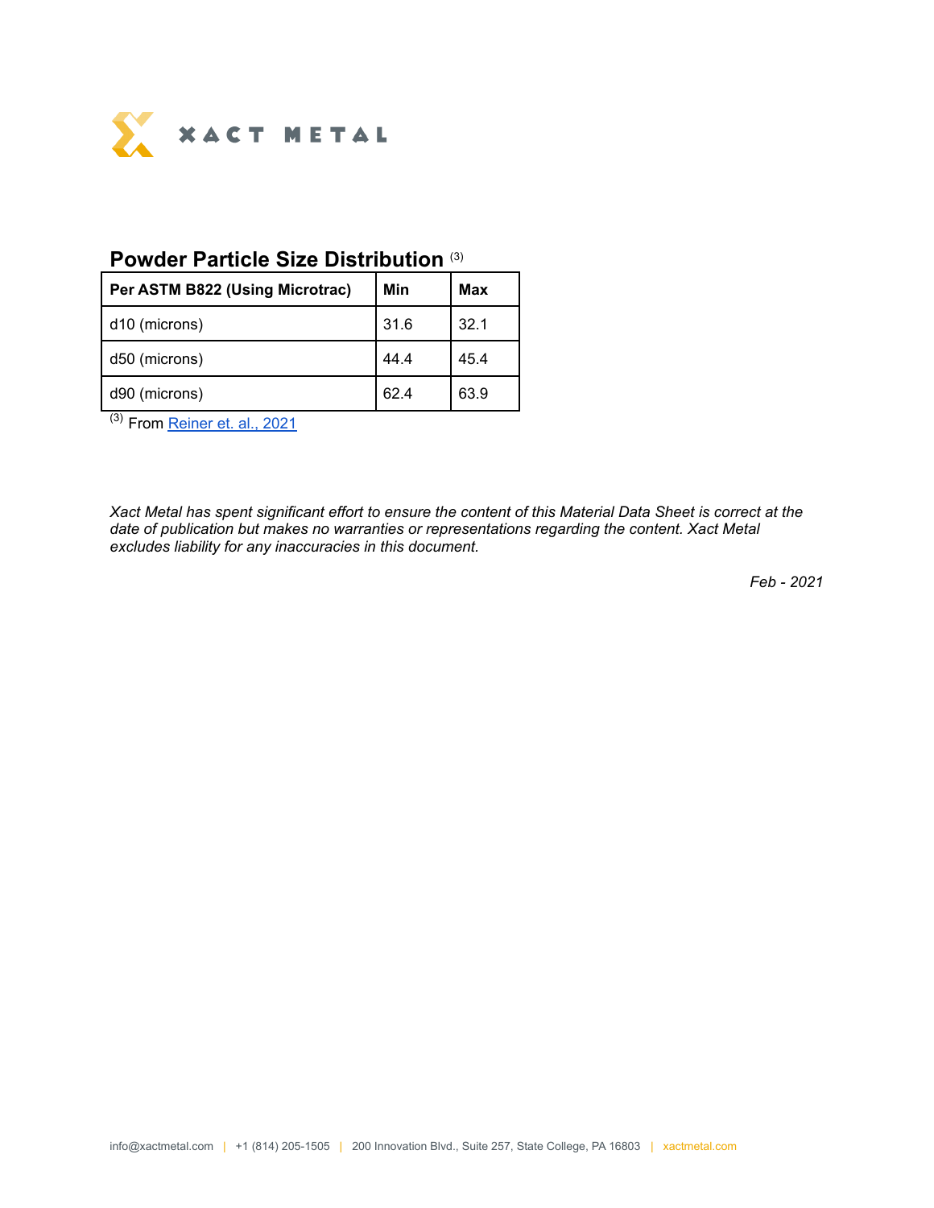## Powder Particle Size Distribution [3]

| Per ASTM B822 (Using Microtrac) | Min | Max |
|---|---|---|
| d10 (microns) | 31.6 | 32.1 |
| d50 (microns) | 44.4 | 45.4 |
| d90 (microns) | 62.4 | 63.9 |

[3] From Reiner et. al., 2021

*Xact Metal has spent significant effort to ensure the content of this Material Data Sheet is correct at the date of publication but makes no warranties or representations regarding the content. Xact Metal excludes liability for any inaccuracies in this document.*

*Feb - 2021*